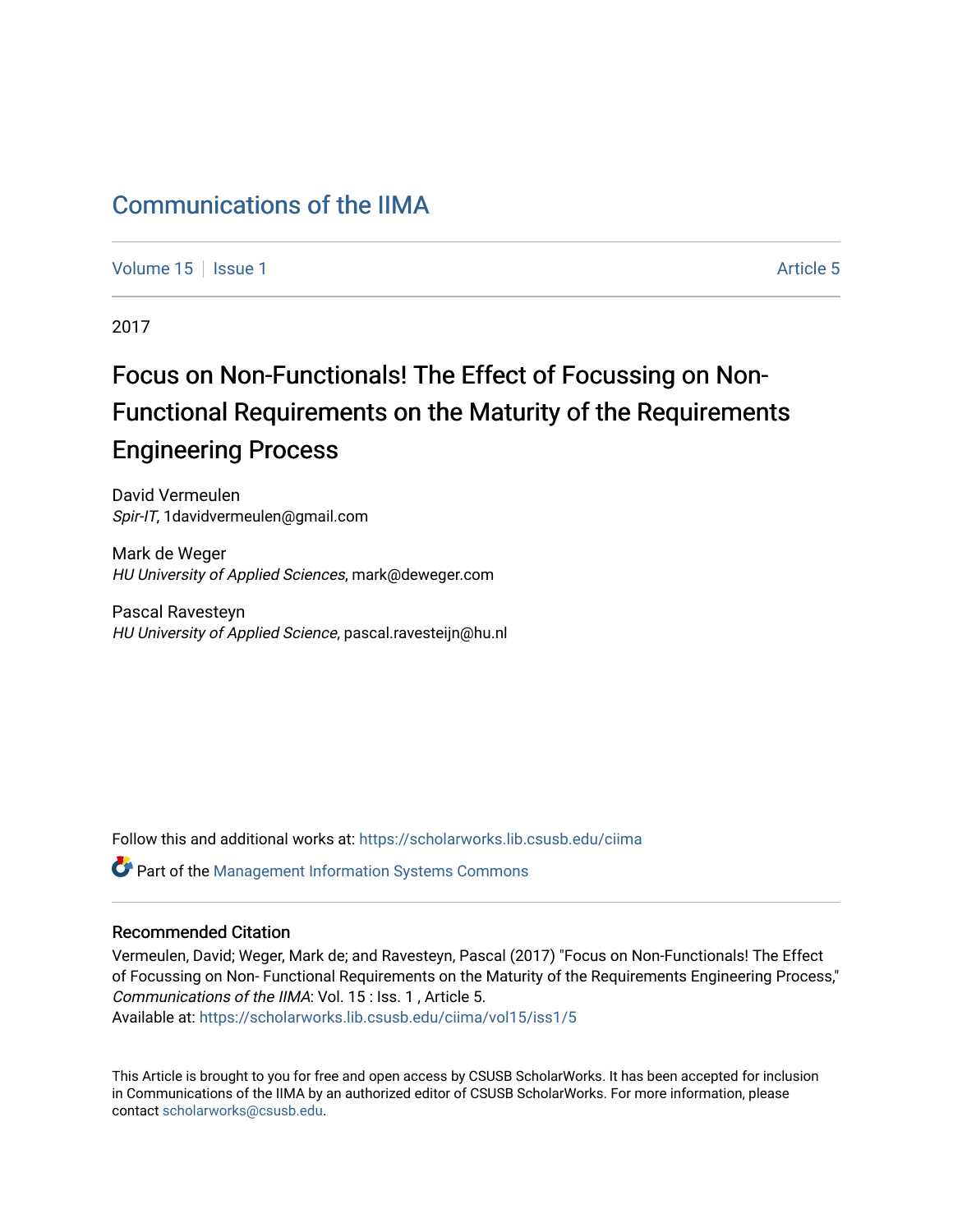# Communications of the IIMA

Volume 15 | Issue 1 Article 5

2017

## Focus on Non-Functionals! The Effect of Focussing on Non-Functional Requirements on the Maturity of the Requirements Engineering Process

David Vermeulen
*Spir-IT*, 1davidvermeulen@gmail.com

Mark de Weger
*HU University of Applied Sciences*, mark@deweger.com

Pascal Ravesteyn
*HU University of Applied Science*, pascal.ravesteijn@hu.nl

Follow this and additional works at: https://scholarworks.lib.csusb.edu/ciima

Part of the Management Information Systems Commons

### Recommended Citation

Vermeulen, David; Weger, Mark de; and Ravesteyn, Pascal (2017) "Focus on Non-Functionals! The Effect of Focussing on Non- Functional Requirements on the Maturity of the Requirements Engineering Process," *Communications of the IIMA*: Vol. 15 : Iss. 1 , Article 5.
Available at: https://scholarworks.lib.csusb.edu/ciima/vol15/iss1/5

This Article is brought to you for free and open access by CSUSB ScholarWorks. It has been accepted for inclusion in Communications of the IIMA by an authorized editor of CSUSB ScholarWorks. For more information, please contact scholarworks@csusb.edu.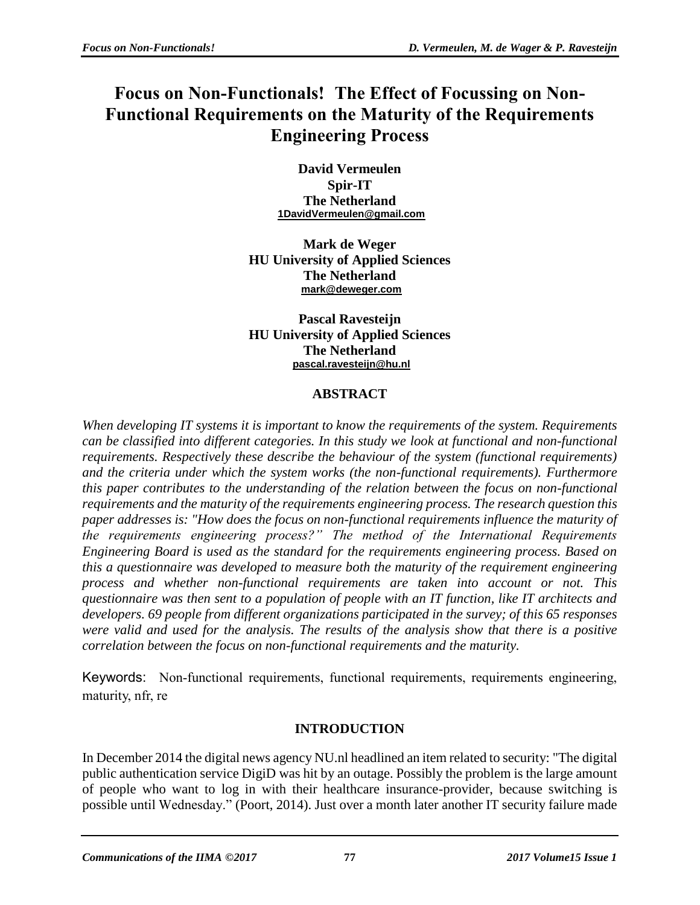# Focus on Non-Functionals! The Effect of Focussing on Non-Functional Requirements on the Maturity of the Requirements Engineering Process

**David Vermeulen**
**Spir-IT**
**The Netherland**
**1DavidVermeulen@gmail.com**

**Mark de Weger**
**HU University of Applied Sciences**
**The Netherland**
**mark@deweger.com**

**Pascal Ravesteijn**
**HU University of Applied Sciences**
**The Netherland**
**pascal.ravesteijn@hu.nl**

## ABSTRACT

*When developing IT systems it is important to know the requirements of the system. Requirements can be classified into different categories. In this study we look at functional and non-functional requirements. Respectively these describe the behaviour of the system (functional requirements) and the criteria under which the system works (the non-functional requirements). Furthermore this paper contributes to the understanding of the relation between the focus on non-functional requirements and the maturity of the requirements engineering process. The research question this paper addresses is: "How does the focus on non-functional requirements influence the maturity of the requirements engineering process?" The method of the International Requirements Engineering Board is used as the standard for the requirements engineering process. Based on this a questionnaire was developed to measure both the maturity of the requirement engineering process and whether non-functional requirements are taken into account or not. This questionnaire was then sent to a population of people with an IT function, like IT architects and developers. 69 people from different organizations participated in the survey; of this 65 responses were valid and used for the analysis. The results of the analysis show that there is a positive correlation between the focus on non-functional requirements and the maturity.*

Keywords: Non-functional requirements, functional requirements, requirements engineering, maturity, nfr, re

## INTRODUCTION

In December 2014 the digital news agency NU.nl headlined an item related to security: "The digital public authentication service DigiD was hit by an outage. Possibly the problem is the large amount of people who want to log in with their healthcare insurance-provider, because switching is possible until Wednesday." (Poort, 2014). Just over a month later another IT security failure made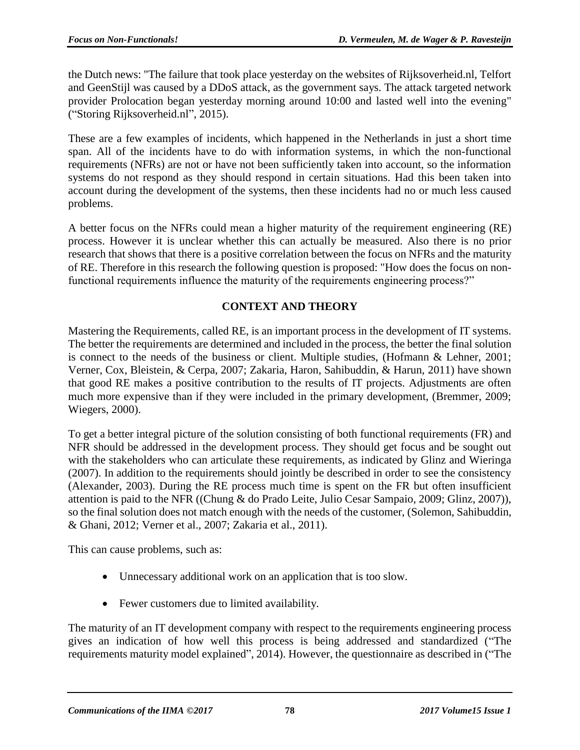the Dutch news: "The failure that took place yesterday on the websites of Rijksoverheid.nl, Telfort and GeenStijl was caused by a DDoS attack, as the government says. The attack targeted network provider Prolocation began yesterday morning around 10:00 and lasted well into the evening" ("Storing Rijksoverheid.nl", 2015).

These are a few examples of incidents, which happened in the Netherlands in just a short time span. All of the incidents have to do with information systems, in which the non-functional requirements (NFRs) are not or have not been sufficiently taken into account, so the information systems do not respond as they should respond in certain situations. Had this been taken into account during the development of the systems, then these incidents had no or much less caused problems.

A better focus on the NFRs could mean a higher maturity of the requirement engineering (RE) process. However it is unclear whether this can actually be measured. Also there is no prior research that shows that there is a positive correlation between the focus on NFRs and the maturity of RE. Therefore in this research the following question is proposed: "How does the focus on non-functional requirements influence the maturity of the requirements engineering process?"

## CONTEXT AND THEORY

Mastering the Requirements, called RE, is an important process in the development of IT systems. The better the requirements are determined and included in the process, the better the final solution is connect to the needs of the business or client. Multiple studies, (Hofmann & Lehner, 2001; Verner, Cox, Bleistein, & Cerpa, 2007; Zakaria, Haron, Sahibuddin, & Harun, 2011) have shown that good RE makes a positive contribution to the results of IT projects. Adjustments are often much more expensive than if they were included in the primary development, (Bremmer, 2009; Wiegers, 2000).

To get a better integral picture of the solution consisting of both functional requirements (FR) and NFR should be addressed in the development process. They should get focus and be sought out with the stakeholders who can articulate these requirements, as indicated by Glinz and Wieringa (2007). In addition to the requirements should jointly be described in order to see the consistency (Alexander, 2003). During the RE process much time is spent on the FR but often insufficient attention is paid to the NFR ((Chung & do Prado Leite, Julio Cesar Sampaio, 2009; Glinz, 2007)), so the final solution does not match enough with the needs of the customer, (Solemon, Sahibuddin, & Ghani, 2012; Verner et al., 2007; Zakaria et al., 2011).

This can cause problems, such as:

- Unnecessary additional work on an application that is too slow.
- Fewer customers due to limited availability.

The maturity of an IT development company with respect to the requirements engineering process gives an indication of how well this process is being addressed and standardized ("The requirements maturity model explained", 2014). However, the questionnaire as described in ("The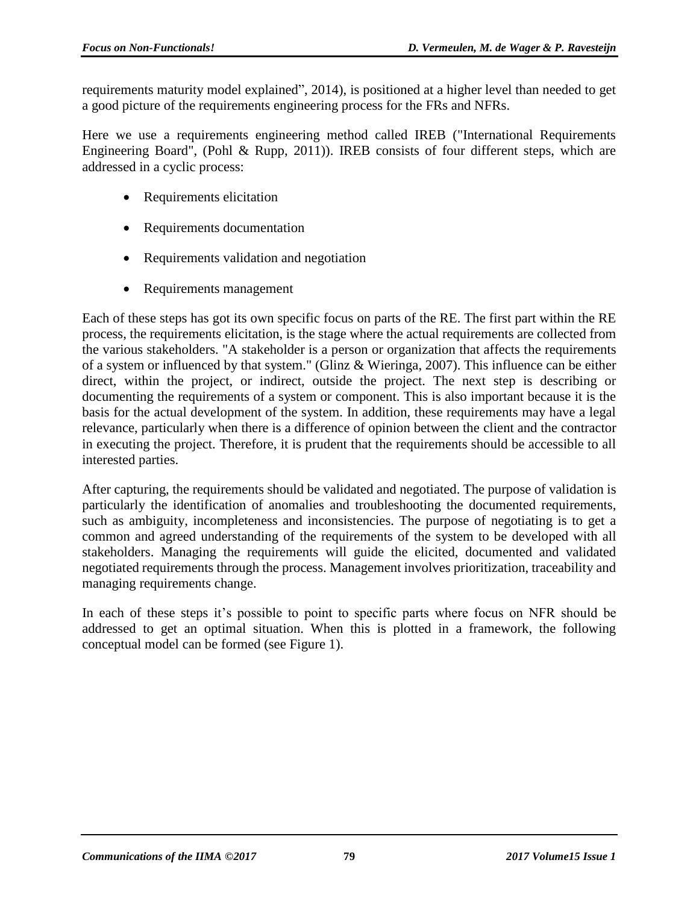requirements maturity model explained", 2014), is positioned at a higher level than needed to get a good picture of the requirements engineering process for the FRs and NFRs.

Here we use a requirements engineering method called IREB ("International Requirements Engineering Board", (Pohl & Rupp, 2011)). IREB consists of four different steps, which are addressed in a cyclic process:

- Requirements elicitation
- Requirements documentation
- Requirements validation and negotiation
- Requirements management

Each of these steps has got its own specific focus on parts of the RE. The first part within the RE process, the requirements elicitation, is the stage where the actual requirements are collected from the various stakeholders. "A stakeholder is a person or organization that affects the requirements of a system or influenced by that system." (Glinz & Wieringa, 2007). This influence can be either direct, within the project, or indirect, outside the project. The next step is describing or documenting the requirements of a system or component. This is also important because it is the basis for the actual development of the system. In addition, these requirements may have a legal relevance, particularly when there is a difference of opinion between the client and the contractor in executing the project. Therefore, it is prudent that the requirements should be accessible to all interested parties.

After capturing, the requirements should be validated and negotiated. The purpose of validation is particularly the identification of anomalies and troubleshooting the documented requirements, such as ambiguity, incompleteness and inconsistencies. The purpose of negotiating is to get a common and agreed understanding of the requirements of the system to be developed with all stakeholders. Managing the requirements will guide the elicited, documented and validated negotiated requirements through the process. Management involves prioritization, traceability and managing requirements change.

In each of these steps it's possible to point to specific parts where focus on NFR should be addressed to get an optimal situation. When this is plotted in a framework, the following conceptual model can be formed (see Figure 1).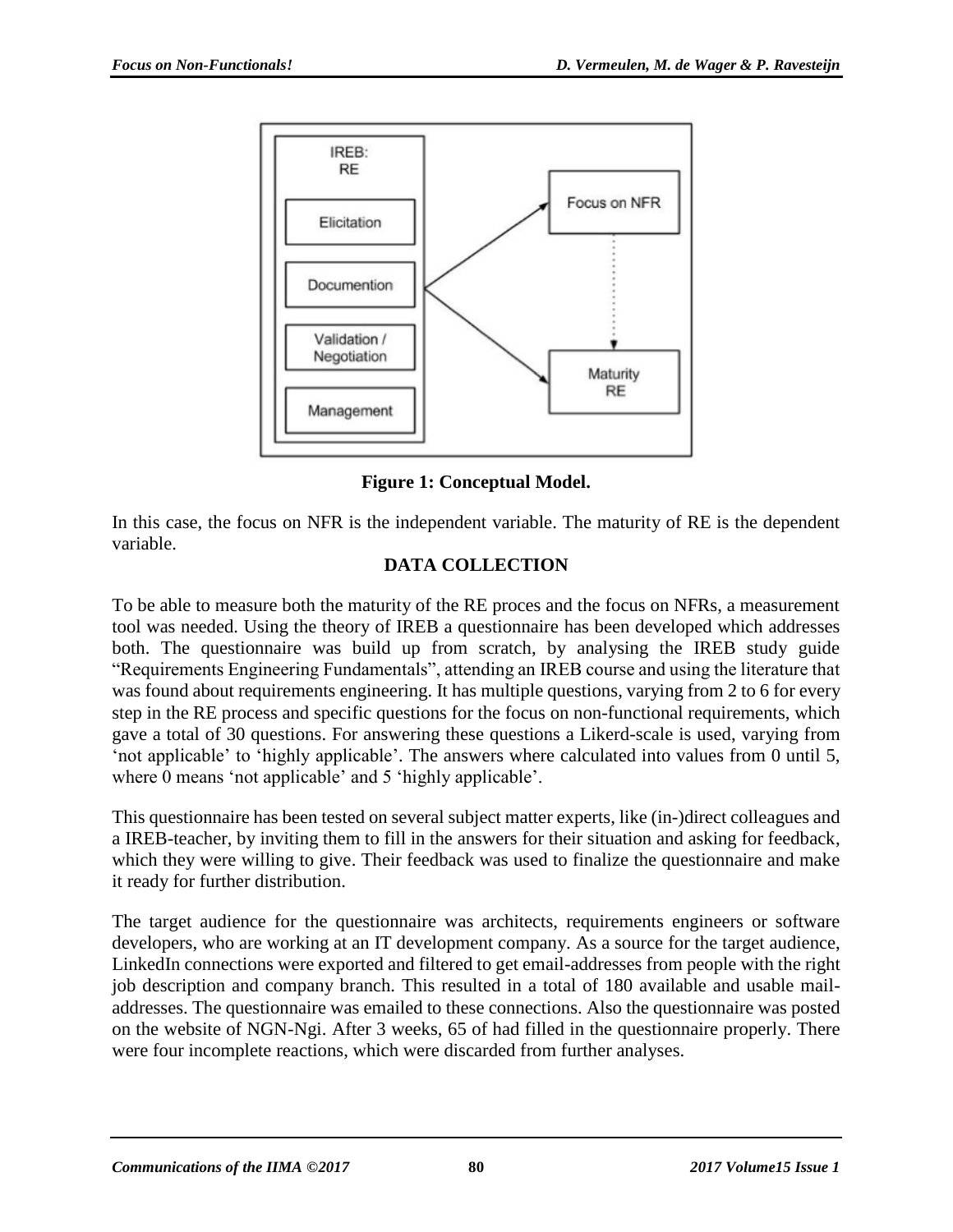**Figure 1: Conceptual Model.**

In this case, the focus on NFR is the independent variable. The maturity of RE is the dependent variable.

## DATA COLLECTION

To be able to measure both the maturity of the RE proces and the focus on NFRs, a measurement tool was needed. Using the theory of IREB a questionnaire has been developed which addresses both. The questionnaire was build up from scratch, by analysing the IREB study guide "Requirements Engineering Fundamentals", attending an IREB course and using the literature that was found about requirements engineering. It has multiple questions, varying from 2 to 6 for every step in the RE process and specific questions for the focus on non-functional requirements, which gave a total of 30 questions. For answering these questions a Likerd-scale is used, varying from 'not applicable' to 'highly applicable'. The answers where calculated into values from 0 until 5, where 0 means 'not applicable' and 5 'highly applicable'.

This questionnaire has been tested on several subject matter experts, like (in-)direct colleagues and a IREB-teacher, by inviting them to fill in the answers for their situation and asking for feedback, which they were willing to give. Their feedback was used to finalize the questionnaire and make it ready for further distribution.

The target audience for the questionnaire was architects, requirements engineers or software developers, who are working at an IT development company. As a source for the target audience, LinkedIn connections were exported and filtered to get email-addresses from people with the right job description and company branch. This resulted in a total of 180 available and usable mail-addresses. The questionnaire was emailed to these connections. Also the questionnaire was posted on the website of NGN-Ngi. After 3 weeks, 65 of had filled in the questionnaire properly. There were four incomplete reactions, which were discarded from further analyses.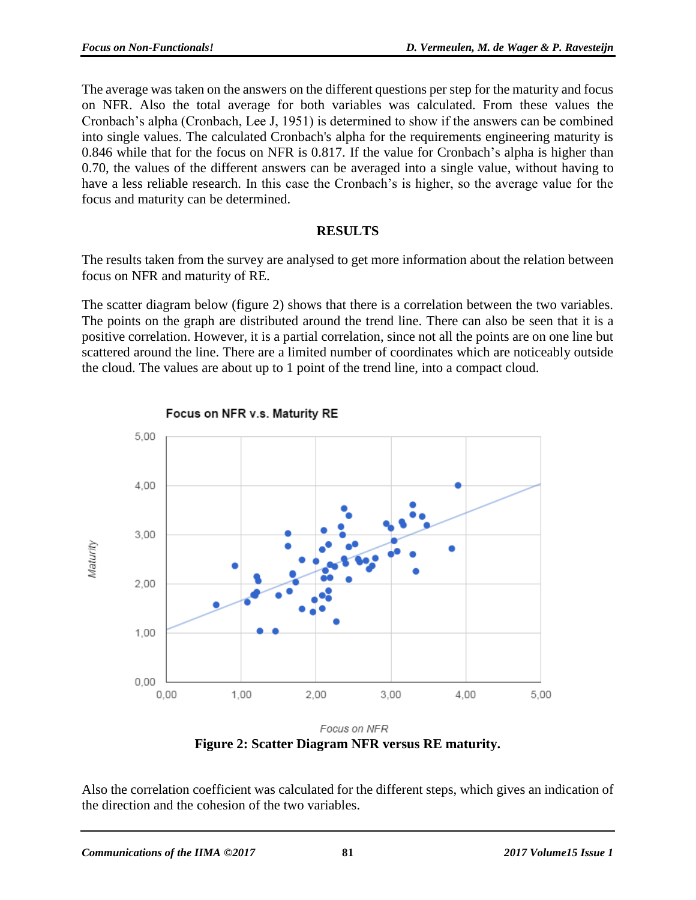The average was taken on the answers on the different questions per step for the maturity and focus on NFR. Also the total average for both variables was calculated. From these values the Cronbach's alpha (Cronbach, Lee J, 1951) is determined to show if the answers can be combined into single values. The calculated Cronbach's alpha for the requirements engineering maturity is 0.846 while that for the focus on NFR is 0.817. If the value for Cronbach's alpha is higher than 0.70, the values of the different answers can be averaged into a single value, without having to have a less reliable research. In this case the Cronbach's is higher, so the average value for the focus and maturity can be determined.

## RESULTS

The results taken from the survey are analysed to get more information about the relation between focus on NFR and maturity of RE.

The scatter diagram below (figure 2) shows that there is a correlation between the two variables. The points on the graph are distributed around the trend line. There can also be seen that it is a positive correlation. However, it is a partial correlation, since not all the points are on one line but scattered around the line. There are a limited number of coordinates which are noticeably outside the cloud. The values are about up to 1 point of the trend line, into a compact cloud.

**Figure 2: Scatter Diagram NFR versus RE maturity.**

Also the correlation coefficient was calculated for the different steps, which gives an indication of the direction and the cohesion of the two variables.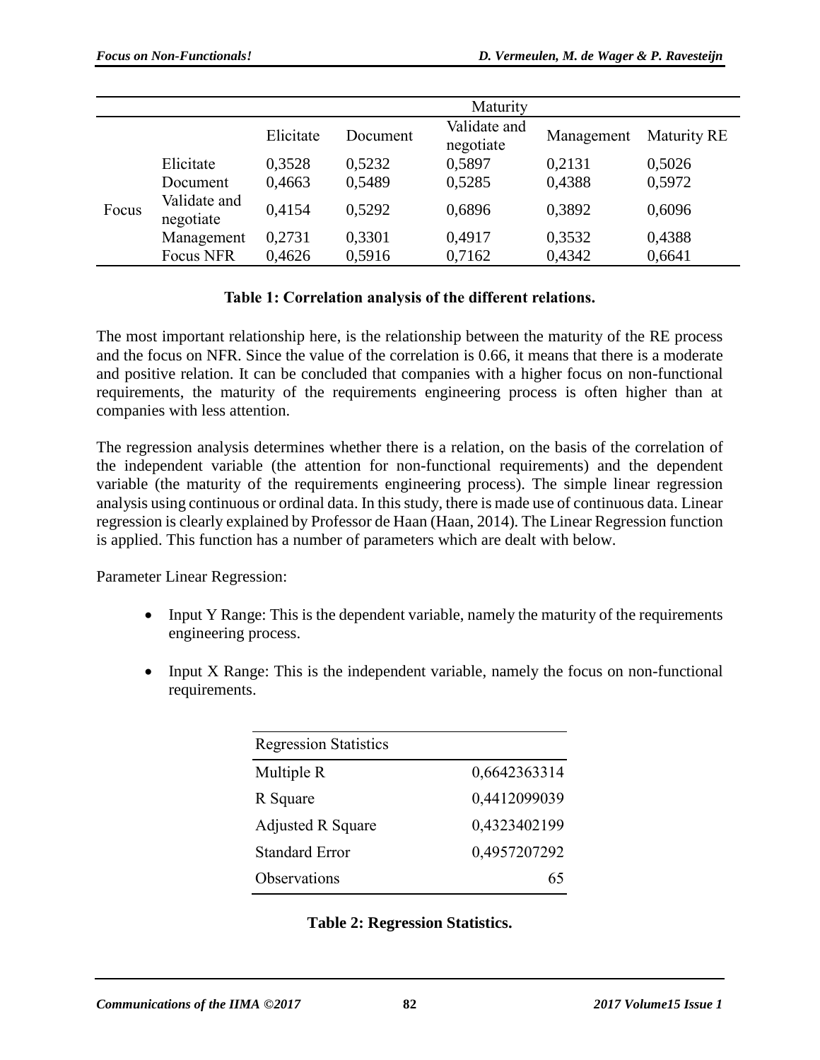| | | Maturity | | | | |
|---|---|---|---|---|---|---|
| | | Elicitate | Document | Validate and negotiate | Management | Maturity RE |
| Focus | Elicitate | 0,3528 | 0,5232 | 0,5897 | 0,2131 | 0,5026 |
| | Document | 0,4663 | 0,5489 | 0,5285 | 0,4388 | 0,5972 |
| | Validate and negotiate | 0,4154 | 0,5292 | 0,6896 | 0,3892 | 0,6096 |
| | Management | 0,2731 | 0,3301 | 0,4917 | 0,3532 | 0,4388 |
| | Focus NFR | 0,4626 | 0,5916 | 0,7162 | 0,4342 | 0,6641 |

**Table 1: Correlation analysis of the different relations.**

The most important relationship here, is the relationship between the maturity of the RE process and the focus on NFR. Since the value of the correlation is 0.66, it means that there is a moderate and positive relation. It can be concluded that companies with a higher focus on non-functional requirements, the maturity of the requirements engineering process is often higher than at companies with less attention.

The regression analysis determines whether there is a relation, on the basis of the correlation of the independent variable (the attention for non-functional requirements) and the dependent variable (the maturity of the requirements engineering process). The simple linear regression analysis using continuous or ordinal data. In this study, there is made use of continuous data. Linear regression is clearly explained by Professor de Haan (Haan, 2014). The Linear Regression function is applied. This function has a number of parameters which are dealt with below.

Parameter Linear Regression:

- Input Y Range: This is the dependent variable, namely the maturity of the requirements engineering process.
- Input X Range: This is the independent variable, namely the focus on non-functional requirements.

| Regression Statistics | |
|---|---|
| Multiple R | 0,6642363314 |
| R Square | 0,4412099039 |
| Adjusted R Square | 0,4323402199 |
| Standard Error | 0,4957207292 |
| Observations | 65 |

**Table 2: Regression Statistics.**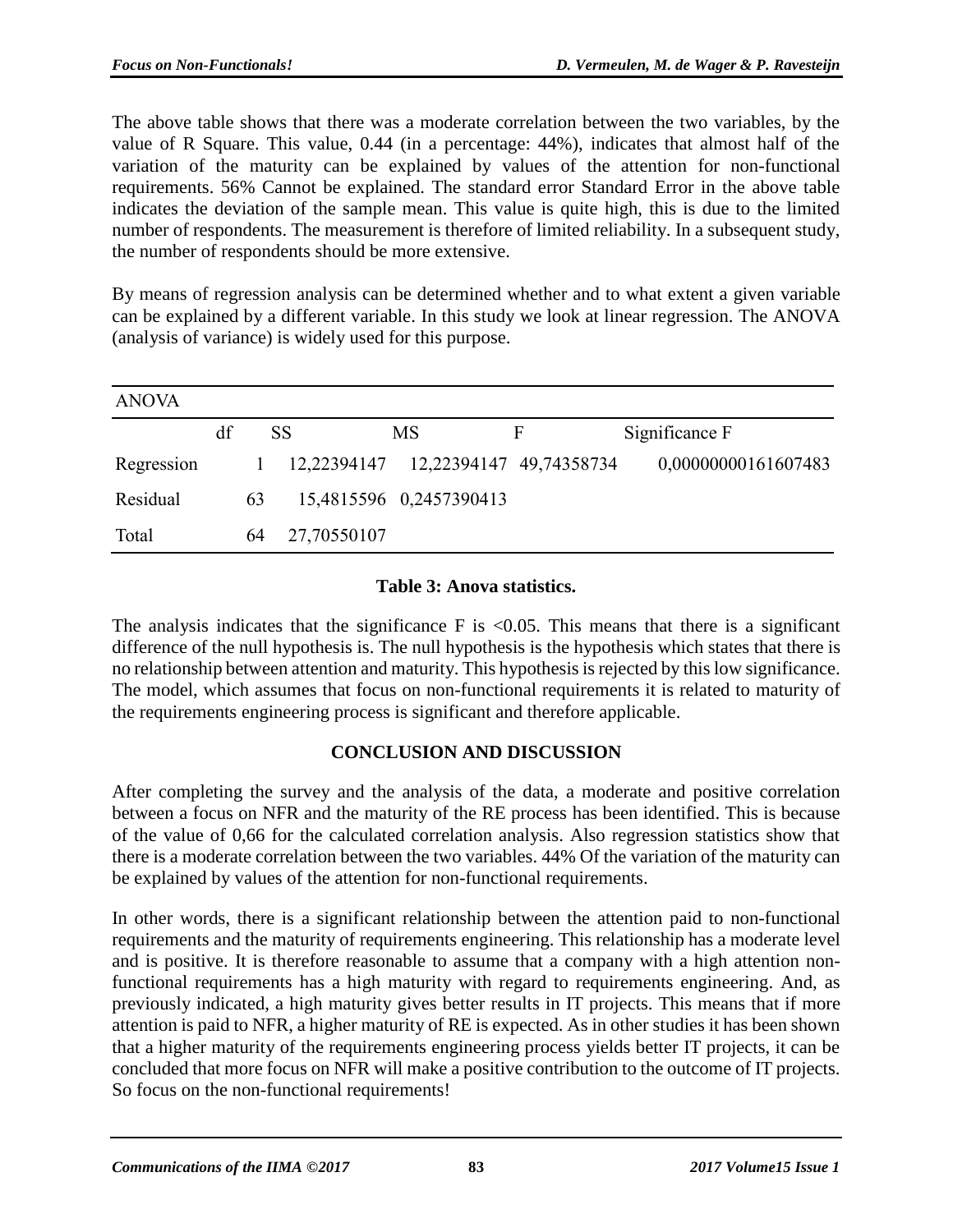The above table shows that there was a moderate correlation between the two variables, by the value of R Square. This value, 0.44 (in a percentage: 44%), indicates that almost half of the variation of the maturity can be explained by values of the attention for non-functional requirements. 56% Cannot be explained. The standard error Standard Error in the above table indicates the deviation of the sample mean. This value is quite high, this is due to the limited number of respondents. The measurement is therefore of limited reliability. In a subsequent study, the number of respondents should be more extensive.

By means of regression analysis can be determined whether and to what extent a given variable can be explained by a different variable. In this study we look at linear regression. The ANOVA (analysis of variance) is widely used for this purpose.

| ANOVA | | | | | |
|---|---|---|---|---|---|
| | df | SS | MS | F | Significance F |
| Regression | 1 | 12,22394147 | 12,22394147 | 49,74358734 | 0,00000000161607483 |
| Residual | 63 | 15,4815596 | 0,2457390413 | | |
| Total | 64 | 27,70550107 | | | |

**Table 3: Anova statistics.**

The analysis indicates that the significance F is <0.05. This means that there is a significant difference of the null hypothesis is. The null hypothesis is the hypothesis which states that there is no relationship between attention and maturity. This hypothesis is rejected by this low significance. The model, which assumes that focus on non-functional requirements it is related to maturity of the requirements engineering process is significant and therefore applicable.

## CONCLUSION AND DISCUSSION

After completing the survey and the analysis of the data, a moderate and positive correlation between a focus on NFR and the maturity of the RE process has been identified. This is because of the value of 0,66 for the calculated correlation analysis. Also regression statistics show that there is a moderate correlation between the two variables. 44% Of the variation of the maturity can be explained by values of the attention for non-functional requirements.

In other words, there is a significant relationship between the attention paid to non-functional requirements and the maturity of requirements engineering. This relationship has a moderate level and is positive. It is therefore reasonable to assume that a company with a high attention non-functional requirements has a high maturity with regard to requirements engineering. And, as previously indicated, a high maturity gives better results in IT projects. This means that if more attention is paid to NFR, a higher maturity of RE is expected. As in other studies it has been shown that a higher maturity of the requirements engineering process yields better IT projects, it can be concluded that more focus on NFR will make a positive contribution to the outcome of IT projects. So focus on the non-functional requirements!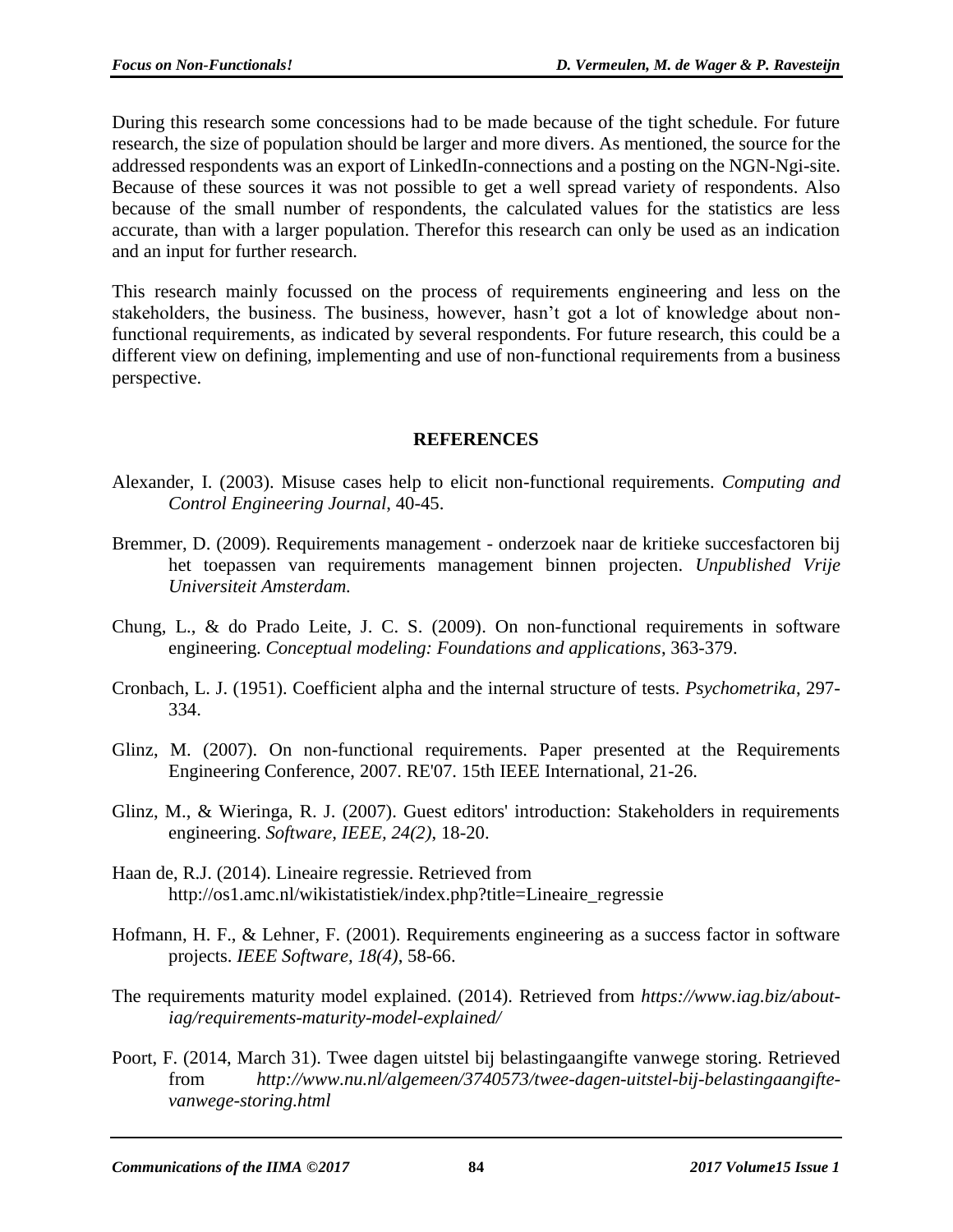During this research some concessions had to be made because of the tight schedule. For future research, the size of population should be larger and more divers. As mentioned, the source for the addressed respondents was an export of LinkedIn-connections and a posting on the NGN-Ngi-site. Because of these sources it was not possible to get a well spread variety of respondents. Also because of the small number of respondents, the calculated values for the statistics are less accurate, than with a larger population. Therefor this research can only be used as an indication and an input for further research.

This research mainly focussed on the process of requirements engineering and less on the stakeholders, the business. The business, however, hasn't got a lot of knowledge about non-functional requirements, as indicated by several respondents. For future research, this could be a different view on defining, implementing and use of non-functional requirements from a business perspective.

## REFERENCES

Alexander, I. (2003). Misuse cases help to elicit non-functional requirements. *Computing and Control Engineering Journal*, 40-45.

Bremmer, D. (2009). Requirements management - onderzoek naar de kritieke succesfactoren bij het toepassen van requirements management binnen projecten. *Unpublished Vrije Universiteit Amsterdam.*

Chung, L., & do Prado Leite, J. C. S. (2009). On non-functional requirements in software engineering. *Conceptual modeling: Foundations and applications*, 363-379.

Cronbach, L. J. (1951). Coefficient alpha and the internal structure of tests. *Psychometrika*, 297-334.

Glinz, M. (2007). On non-functional requirements. Paper presented at the Requirements Engineering Conference, 2007. RE'07. 15th IEEE International, 21-26.

Glinz, M., & Wieringa, R. J. (2007). Guest editors' introduction: Stakeholders in requirements engineering. *Software, IEEE, 24(2)*, 18-20.

Haan de, R.J. (2014). Lineaire regressie. Retrieved from http://os1.amc.nl/wikistatistiek/index.php?title=Lineaire_regressie

Hofmann, H. F., & Lehner, F. (2001). Requirements engineering as a success factor in software projects. *IEEE Software, 18(4)*, 58-66.

The requirements maturity model explained. (2014). Retrieved from *https://www.iag.biz/about-iag/requirements-maturity-model-explained/*

Poort, F. (2014, March 31). Twee dagen uitstel bij belastingaangifte vanwege storing. Retrieved from *http://www.nu.nl/algemeen/3740573/twee-dagen-uitstel-bij-belastingaangifte-vanwege-storing.html*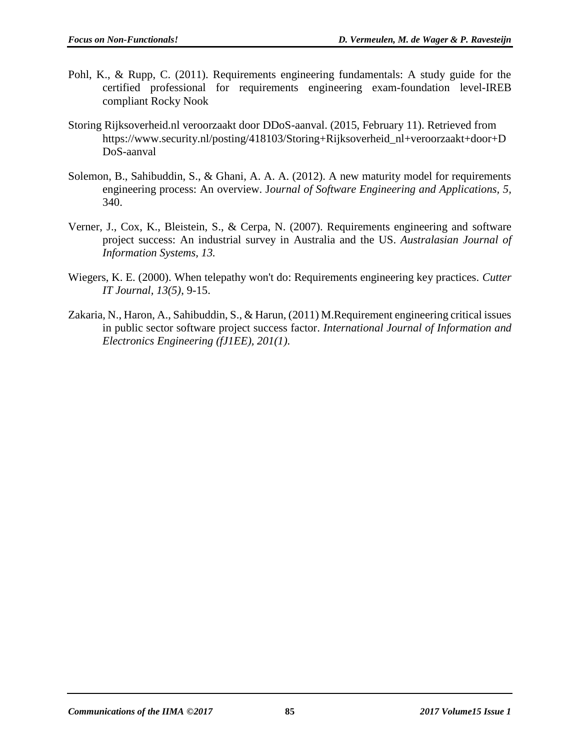Pohl, K., & Rupp, C. (2011). Requirements engineering fundamentals: A study guide for the certified professional for requirements engineering exam-foundation level-IREB compliant Rocky Nook

Storing Rijksoverheid.nl veroorzaakt door DDoS-aanval. (2015, February 11). Retrieved from https://www.security.nl/posting/418103/Storing+Rijksoverheid_nl+veroorzaakt+door+DDoS-aanval

Solemon, B., Sahibuddin, S., & Ghani, A. A. A. (2012). A new maturity model for requirements engineering process: An overview. J*ournal of Software Engineering and Applications, 5,* 340.

Verner, J., Cox, K., Bleistein, S., & Cerpa, N. (2007). Requirements engineering and software project success: An industrial survey in Australia and the US. *Australasian Journal of Information Systems, 13.*

Wiegers, K. E. (2000). When telepathy won't do: Requirements engineering key practices. *Cutter IT Journal, 13(5)*, 9-15.

Zakaria, N., Haron, A., Sahibuddin, S., & Harun, (2011) M.Requirement engineering critical issues in public sector software project success factor. *International Journal of Information and Electronics Engineering (fJ1EE), 201(1)*.